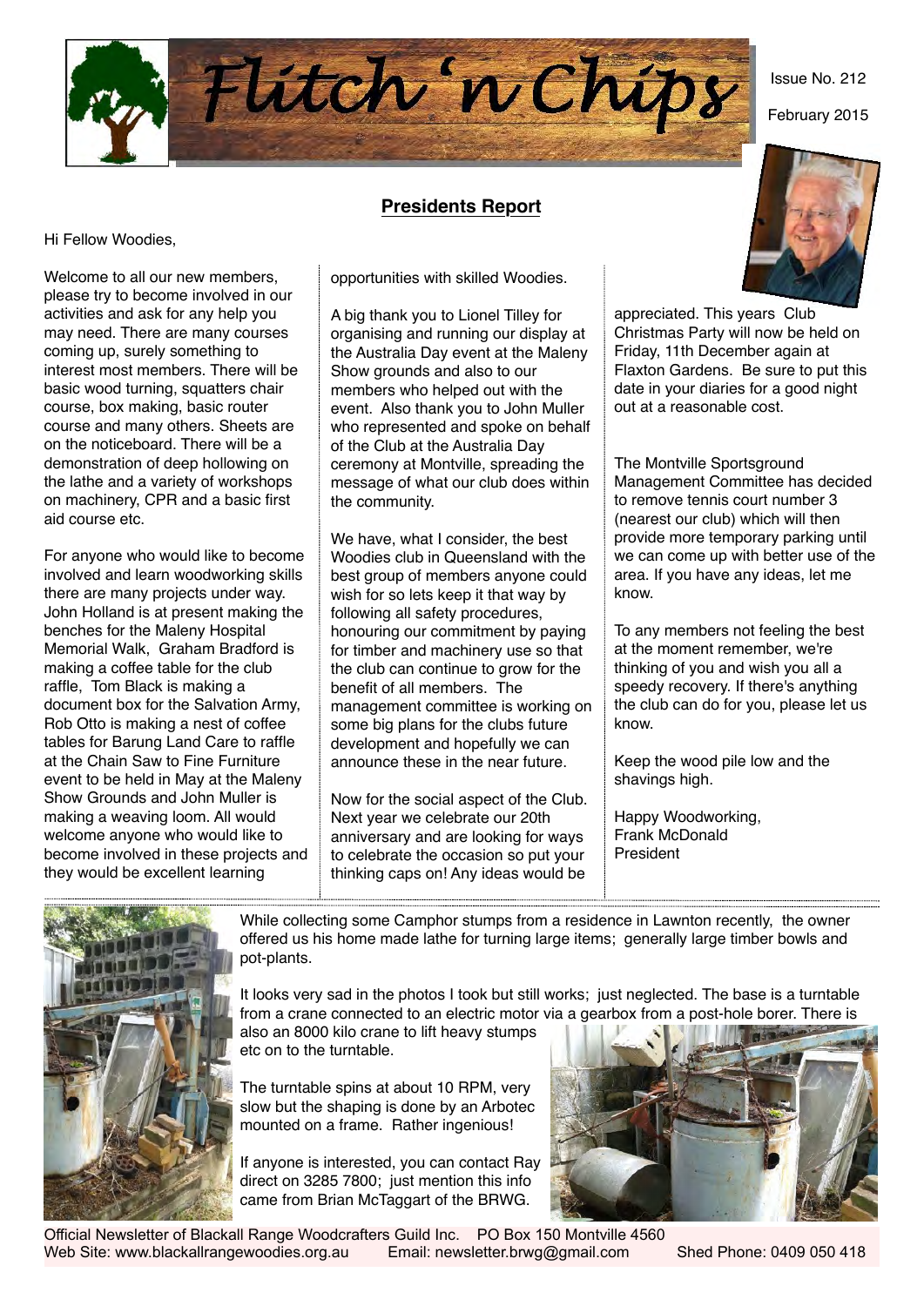# Flitch 'n Chips

Issue No. 212

February 2015

## Presidents Report

Hi Fellow Woodies,

Welcome to all our new members, please try to become involved in our activities and ask for any help you may need. There are many courses coming up, surely something to interest most members. There will be basic wood turning, squatters chair course, box making, basic router course and many others. Sheets are on the noticeboard. There will be a demonstration of deep hollowing on the lathe and a variety of workshops on machinery, CPR and a basic first aid course etc.

For anyone who would like to become involved and learn woodworking skills there are many projects under way. John Holland is at present making the benches for the Maleny Hospital Memorial Walk, Graham Bradford is making a coffee table for the club raffle, Tom Black is making a document box for the Salvation Army, Rob Otto is making a nest of coffee tables for Barung Land Care to raffle at the Chain Saw to Fine Furniture event to be held in May at the Maleny Show Grounds and John Muller is making a weaving loom. All would welcome anyone who would like to become involved in these projects and they would be excellent learning opportunities with skilled Woodies.

A big thank you to Lionel Tilley for organising and running our display at the Australia Day event at the Maleny Show grounds and also to our members who helped out with the event. Also thank you to John Muller who represented and spoke on behalf of the Club at the Australia Day ceremony at Montville, spreading the message of what our club does within the community.

We have, what I consider, the best Woodies club in Queensland with the best group of members anyone could wish for so lets keep it that way by following all safety procedures, honouring our commitment by paying for timber and machinery use so that the club can continue to grow for the benefit of all members. The management committee is working on some big plans for the clubs future development and hopefully we can announce these in the near future.

Now for the social aspect of the Club. Next year we celebrate our 20th anniversary and are looking for ways to celebrate the occasion so put your thinking caps on! Any ideas would be appreciated. This years Club Christmas Party will now be held on Friday, 11th December again at Flaxton Gardens. Be sure to put this date in your diaries for a good night out at a reasonable cost.

The Montville Sportsground Management Committee has decided to remove tennis court number 3 (nearest our club) which will then provide more temporary parking until we can come up with better use of the area. If you have any ideas, let me know.

To any members not feeling the best at the moment remember, we're thinking of you and wish you all a speedy recovery. If there's anything the club can do for you, please let us know.

Keep the wood pile low and the shavings high.

Happy Woodworking,
Frank McDonald
President

---

While collecting some Camphor stumps from a residence in Lawnton recently, the owner offered us his home made lathe for turning large items; generally large timber bowls and pot-plants.

It looks very sad in the photos I took but still works; just neglected. The base is a turntable from a crane connected to an electric motor via a gearbox from a post-hole borer. There is also an 8000 kilo crane to lift heavy stumps etc on to the turntable.

The turntable spins at about 10 RPM, very slow but the shaping is done by an Arbotec mounted on a frame. Rather ingenious!

If anyone is interested, you can contact Ray direct on 3285 7800; just mention this info came from Brian McTaggart of the BRWG.

Official Newsletter of Blackall Range Woodcrafters Guild Inc. PO Box 150 Montville 4560
Web Site: www.blackallrangewoodies.org.au Email: newsletter.brwg@gmail.com Shed Phone: 0409 050 418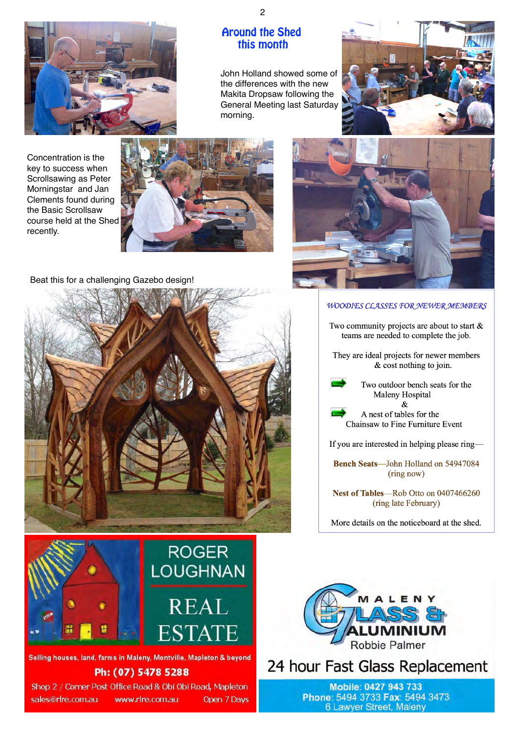## Around the Shed this month

John Holland showed some of the differences with the new Makita Dropsaw following the General Meeting last Saturday morning.

Concentration is the key to success when Scrollsawing as Peter Morningstar and Jan Clements found during the Basic Scrollsaw course held at the Shed recently.

Beat this for a challenging Gazebo design!

### *WOODIES CLASSES FOR NEWER MEMBERS*

Two community projects are about to start & teams are needed to complete the job.

They are ideal projects for newer members & cost nothing to join.

- Two outdoor bench seats for the Maleny Hospital
  &
- A nest of tables for the Chainsaw to Fine Furniture Event

If you are interested in helping please ring—

**Bench Seats**—John Holland on 54947084 (ring now)

**Nest of Tables**—Rob Otto on 0407466260 (ring late February)

More details on the noticeboard at the shed.

---

**ROGER LOUGHNAN REAL ESTATE**

Selling houses, land, farms in Maleny, Montville, Mapleton & beyond

**Ph: (07) 5478 5288**

Shop 2 / Corner Post Office Road & Obi Obi Road, Mapleton

sales@rlre.com.au www.rlre.com.au Open 7 Days

---

**MALENY GLASS & ALUMINIUM**

Robbie Palmer

24 hour Fast Glass Replacement

Mobile: 0427 943 733

Phone: 5494 3733 Fax: 5494 3473

6 Lawyer Street, Maleny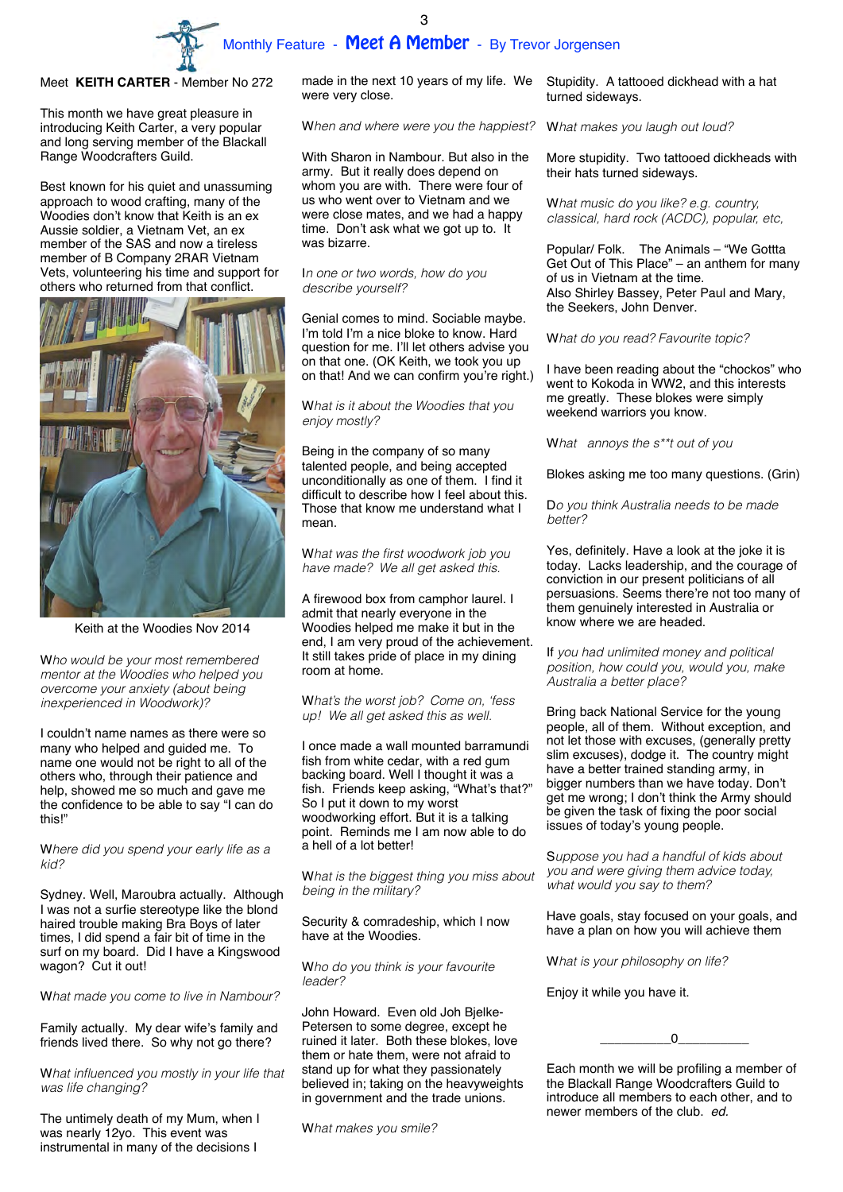# Monthly Feature - Meet A Member - By Trevor Jorgensen

Meet **KEITH CARTER** - Member No 272

This month we have great pleasure in introducing Keith Carter, a very popular and long serving member of the Blackall Range Woodcrafters Guild.

Best known for his quiet and unassuming approach to wood crafting, many of the Woodies don't know that Keith is an ex Aussie soldier, a Vietnam Vet, an ex member of the SAS and now a tireless member of B Company 2RAR Vietnam Vets, volunteering his time and support for others who returned from that conflict.

Keith at the Woodies Nov 2014

*Who would be your most remembered mentor at the Woodies who helped you overcome your anxiety (about being inexperienced in Woodwork)?*

I couldn't name names as there were so many who helped and guided me. To name one would not be right to all of the others who, through their patience and help, showed me so much and gave me the confidence to be able to say "I can do this!"

*Where did you spend your early life as a kid?*

Sydney. Well, Maroubra actually. Although I was not a surfie stereotype like the blond haired trouble making Bra Boys of later times, I did spend a fair bit of time in the surf on my board. Did I have a Kingswood wagon? Cut it out!

*What made you come to live in Nambour?*

Family actually. My dear wife's family and friends lived there. So why not go there?

*What influenced you mostly in your life that was life changing?*

The untimely death of my Mum, when I was nearly 12yo. This event was instrumental in many of the decisions I made in the next 10 years of my life. We were very close.

*When and where were you the happiest?*

With Sharon in Nambour. But also in the army. But it really does depend on whom you are with. There were four of us who went over to Vietnam and we were close mates, and we had a happy time. Don't ask what we got up to. It was bizarre.

*In one or two words, how do you describe yourself?*

Genial comes to mind. Sociable maybe. I'm told I'm a nice bloke to know. Hard question for me. I'll let others advise you on that one. (OK Keith, we took you up on that! And we can confirm you're right.)

*What is it about the Woodies that you enjoy mostly?*

Being in the company of so many talented people, and being accepted unconditionally as one of them. I find it difficult to describe how I feel about this. Those that know me understand what I mean.

*What was the first woodwork job you have made? We all get asked this.*

A firewood box from camphor laurel. I admit that nearly everyone in the Woodies helped me make it but in the end, I am very proud of the achievement. It still takes pride of place in my dining room at home.

*What's the worst job? Come on, 'fess up! We all get asked this as well.*

I once made a wall mounted barramundi fish from white cedar, with a red gum backing board. Well I thought it was a fish. Friends keep asking, "What's that?" So I put it down to my worst woodworking effort. But it is a talking point. Reminds me I am now able to do a hell of a lot better!

*What is the biggest thing you miss about being in the military?*

Security & comradeship, which I now have at the Woodies.

*Who do you think is your favourite leader?*

John Howard. Even old Joh Bjelke-Petersen to some degree, except he ruined it later. Both these blokes, love them or hate them, were not afraid to stand up for what they passionately believed in; taking on the heavyweights in government and the trade unions.

*What makes you smile?*

Stupidity. A tattooed dickhead with a hat turned sideways.

*What makes you laugh out loud?*

More stupidity. Two tattooed dickheads with their hats turned sideways.

*What music do you like? e.g. country, classical, hard rock (ACDC), popular, etc,*

Popular/ Folk. The Animals – "We Gottta Get Out of This Place" – an anthem for many of us in Vietnam at the time.
Also Shirley Bassey, Peter Paul and Mary, the Seekers, John Denver.

*What do you read? Favourite topic?*

I have been reading about the "chockos" who went to Kokoda in WW2, and this interests me greatly. These blokes were simply weekend warriors you know.

*What annoys the s**t out of you*

Blokes asking me too many questions. (Grin)

*Do you think Australia needs to be made better?*

Yes, definitely. Have a look at the joke it is today. Lacks leadership, and the courage of conviction in our present politicians of all persuasions. Seems there're not too many of them genuinely interested in Australia or know where we are headed.

*If you had unlimited money and political position, how could you, would you, make Australia a better place?*

Bring back National Service for the young people, all of them. Without exception, and not let those with excuses, (generally pretty slim excuses), dodge it. The country might have a better trained standing army, in bigger numbers than we have today. Don't get me wrong; I don't think the Army should be given the task of fixing the poor social issues of today's young people.

*Suppose you had a handful of kids about you and were giving them advice today, what would you say to them?*

Have goals, stay focused on your goals, and have a plan on how you will achieve them

*What is your philosophy on life?*

Enjoy it while you have it.

__________0__________

Each month we will be profiling a member of the Blackall Range Woodcrafters Guild to introduce all members to each other, and to newer members of the club. *ed.*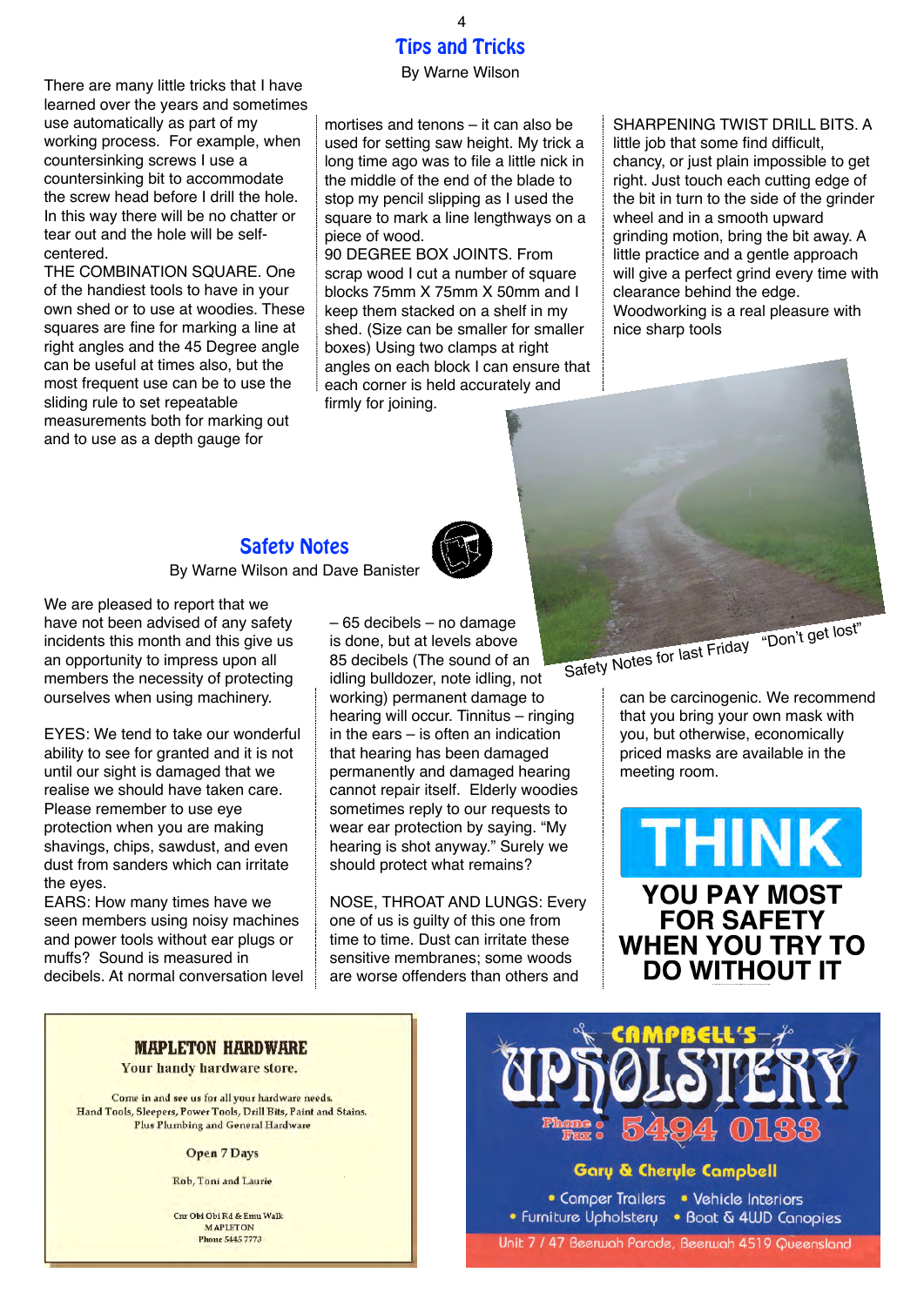## Tips and Tricks

By Warne Wilson

There are many little tricks that I have learned over the years and sometimes use automatically as part of my working process. For example, when countersinking screws I use a countersinking bit to accommodate the screw head before I drill the hole. In this way there will be no chatter or tear out and the hole will be self-centered.

THE COMBINATION SQUARE. One of the handiest tools to have in your own shed or to use at woodies. These squares are fine for marking a line at right angles and the 45 Degree angle can be useful at times also, but the most frequent use can be to use the sliding rule to set repeatable measurements both for marking out and to use as a depth gauge for mortises and tenons – it can also be used for setting saw height. My trick a long time ago was to file a little nick in the middle of the end of the blade to stop my pencil slipping as I used the square to mark a line lengthways on a piece of wood.

90 DEGREE BOX JOINTS. From scrap wood I cut a number of square blocks 75mm X 75mm X 50mm and I keep them stacked on a shelf in my shed. (Size can be smaller for smaller boxes) Using two clamps at right angles on each block I can ensure that each corner is held accurately and firmly for joining.

SHARPENING TWIST DRILL BITS. A little job that some find difficult, chancy, or just plain impossible to get right. Just touch each cutting edge of the bit in turn to the side of the grinder wheel and in a smooth upward grinding motion, bring the bit away. A little practice and a gentle approach will give a perfect grind every time with clearance behind the edge.

Woodworking is a real pleasure with nice sharp tools

Safety Notes for last Friday "Don't get lost"

## Safety Notes

By Warne Wilson and Dave Banister

We are pleased to report that we have not been advised of any safety incidents this month and this give us an opportunity to impress upon all members the necessity of protecting ourselves when using machinery.

EYES: We tend to take our wonderful ability to see for granted and it is not until our sight is damaged that we realise we should have taken care. Please remember to use eye protection when you are making shavings, chips, sawdust, and even dust from sanders which can irritate the eyes.

EARS: How many times have we seen members using noisy machines and power tools without ear plugs or muffs? Sound is measured in decibels. At normal conversation level – 65 decibels – no damage is done, but at levels above 85 decibels (The sound of an idling bulldozer, note idling, not working) permanent damage to hearing will occur. Tinnitus – ringing in the ears – is often an indication that hearing has been damaged permanently and damaged hearing cannot repair itself. Elderly woodies sometimes reply to our requests to wear ear protection by saying. "My hearing is shot anyway." Surely we should protect what remains?

NOSE, THROAT AND LUNGS: Every one of us is guilty of this one from time to time. Dust can irritate these sensitive membranes; some woods are worse offenders than others and can be carcinogenic. We recommend that you bring your own mask with you, but otherwise, economically priced masks are available in the meeting room.

**THINK**

**YOU PAY MOST FOR SAFETY WHEN YOU TRY TO DO WITHOUT IT**

---

**MAPLETON HARDWARE**

Your handy hardware store.

Come in and see us for all your hardware needs.
Hand Tools, Sleepers, Power Tools, Drill Bits, Paint and Stains.
Plus Plumbing and General Hardware

Open 7 Days

Rob, Toni and Laurie

Cnr Obi Obi Rd & Emu Walk
MAPLETON
Phone 5445 7773

---

**CAMPBELL'S UPHOLSTERY**

Phone / Fax: 5494 0133

Gary & Cheryle Campbell

- Camper Trailers
- Vehicle Interiors
- Furniture Upholstery
- Boat & 4WD Canopies

Unit 7 / 47 Beerwah Parade, Beerwah 4519 Queensland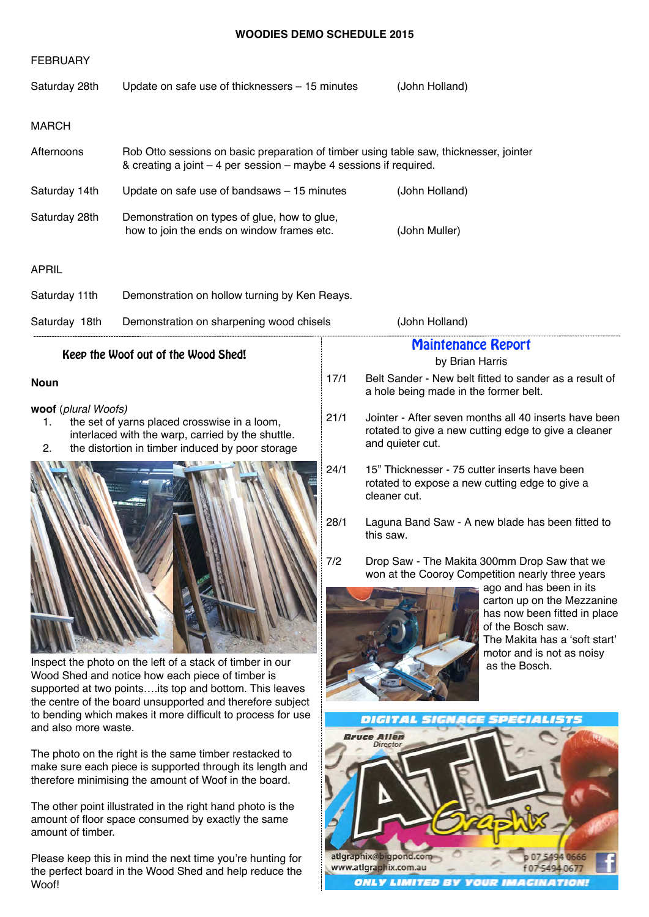## WOODIES DEMO SCHEDULE 2015

### FEBRUARY

| | | |
|---|---|---|
| Saturday 28th | Update on safe use of thicknessers – 15 minutes | (John Holland) |

### MARCH

| | | |
|---|---|---|
| Afternoons | Rob Otto sessions on basic preparation of timber using table saw, thicknesser, jointer & creating a joint – 4 per session – maybe 4 sessions if required. | |
| Saturday 14th | Update on safe use of bandsaws – 15 minutes | (John Holland) |
| Saturday 28th | Demonstration on types of glue, how to glue, how to join the ends on window frames etc. | (John Muller) |

### APRIL

| | | |
|---|---|---|
| Saturday 11th | Demonstration on hollow turning by Ken Reays. | |
| Saturday 18th | Demonstration on sharpening wood chisels | (John Holland) |

## Keep the Woof out of the Wood Shed!

**Noun**

**woof** *(plural Woofs)*

1. the set of yarns placed crosswise in a loom, interlaced with the warp, carried by the shuttle.
2. the distortion in timber induced by poor storage

Inspect the photo on the left of a stack of timber in our Wood Shed and notice how each piece of timber is supported at two points….its top and bottom. This leaves the centre of the board unsupported and therefore subject to bending which makes it more difficult to process for use and also more waste.

The photo on the right is the same timber restacked to make sure each piece is supported through its length and therefore minimising the amount of Woof in the board.

The other point illustrated in the right hand photo is the amount of floor space consumed by exactly the same amount of timber.

Please keep this in mind the next time you're hunting for the perfect board in the Wood Shed and help reduce the Woof!

## Maintenance Report

by Brian Harris

17/1 Belt Sander - New belt fitted to sander as a result of a hole being made in the former belt.

21/1 Jointer - After seven months all 40 inserts have been rotated to give a new cutting edge to give a cleaner and quieter cut.

24/1 15" Thicknesser - 75 cutter inserts have been rotated to expose a new cutting edge to give a cleaner cut.

28/1 Laguna Band Saw - A new blade has been fitted to this saw.

7/2 Drop Saw - The Makita 300mm Drop Saw that we won at the Cooroy Competition nearly three years ago and has been in its carton up on the Mezzanine has now been fitted in place of the Bosch saw. The Makita has a 'soft start' motor and is not as noisy as the Bosch.

DIGITAL SIGNAGE SPECIALISTS

Bruce Allen
Director

ATL Graphix

atlgraphix@bigpond.com
www.atlgraphix.com.au
p 07 5494 0666
f 07 5494 0677

ONLY LIMITED BY YOUR IMAGINATION!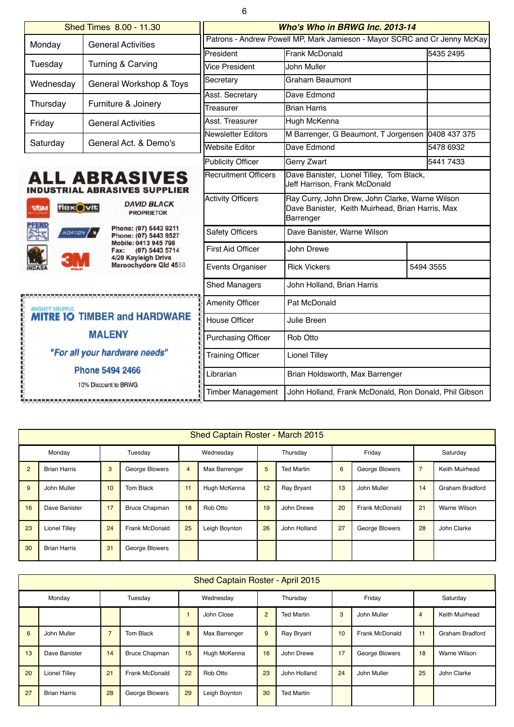| Shed Times 8.00 - 11.30 | |
|---|---|
| Monday | General Activities |
| Tuesday | Turning & Carving |
| Wednesday | General Workshop & Toys |
| Thursday | Furniture & Joinery |
| Friday | General Activities |
| Saturday | General Act. & Demo's |

**ALL ABRASIVES**
**INDUSTRIAL ABRASIVES SUPPLIER**

VSM flexovit PFERD NORTON INDASA 3M

*DAVID BLACK*
PROPRIETOR

Phone: (07) 5443 9211
Phone: (07) 5443 9527
Mobile: 0413 945 798
Fax: (07) 5443 5714
4/20 Kayleigh Drive
Maroochydore Qld 4558

MIGHTY HELPFUL
**MITRE 10 TIMBER and HARDWARE**
**MALENY**
*"For all your hardware needs"*
**Phone 5494 2466**
10% Discount to BRWG

| *Who's Who in BRWG Inc. 2013-14* | | |
|---|---|---|
| Patrons - Andrew Powell MP, Mark Jamieson - Mayor SCRC and Cr Jenny McKay | | |
| President | Frank McDonald | 5435 2495 |
| Vice President | John Muller | |
| Secretary | Graham Beaumont | |
| Asst. Secretary | Dave Edmond | |
| Treasurer | Brian Harris | |
| Asst. Treasurer | Hugh McKenna | |
| Newsletter Editors | M Barrenger, G Beaumont, T Jorgensen | 0408 437 375 |
| Website Editor | Dave Edmond | 5478 6932 |
| Publicity Officer | Gerry Zwart | 5441 7433 |
| Recruitment Officers | Dave Banister, Lionel Tilley, Tom Black, Jeff Harrison, Frank McDonald | |
| Activity Officers | Ray Curry, John Drew, John Clarke, Warne Wilson Dave Banister, Keith Muirhead, Brian Harris, Max Barrenger | |
| Safety Officers | Dave Banister, Warne Wilson | |
| First Aid Officer | John Drewe | |
| Events Organiser | Rick Vickers | 5494 3555 |
| Shed Managers | John Holland, Brian Harris | |
| Amenity Officer | Pat McDonald | |
| House Officer | Julie Breen | |
| Purchasing Officer | Rob Otto | |
| Training Officer | Lionel Tilley | |
| Librarian | Brian Holdsworth, Max Barrenger | |
| Timber Management | John Holland, Frank McDonald, Ron Donald, Phil Gibson | |

| Shed Captain Roster - March 2015 | | | | | | | | | | | |
|---|---|---|---|---|---|---|---|---|---|---|---|
| Monday | | Tuesday | | Wednesday | | Thursday | | Friday | | Saturday | |
| 2 | Brian Harris | 3 | George Blowers | 4 | Max Barrenger | 5 | Ted Martin | 6 | George Blowers | 7 | Keith Muirhead |
| 9 | John Muller | 10 | Tom Black | 11 | Hugh McKenna | 12 | Ray Bryant | 13 | John Muller | 14 | Graham Bradford |
| 16 | Dave Banister | 17 | Bruce Chapman | 18 | Rob Otto | 19 | John Drewe | 20 | Frank McDonald | 21 | Warne Wilson |
| 23 | Lionel Tilley | 24 | Frank McDonald | 25 | Leigh Boynton | 26 | John Holland | 27 | George Blowers | 28 | John Clarke |
| 30 | Brian Harris | 31 | George Blowers | | | | | | | | |

| Shed Captain Roster - April 2015 | | | | | | | | | | | |
|---|---|---|---|---|---|---|---|---|---|---|---|
| Monday | | Tuesday | | Wednesday | | Thursday | | Friday | | Saturday | |
| | | | | 1 | John Close | 2 | Ted Martin | 3 | John Muller | 4 | Keith Muirhead |
| 6 | John Muller | 7 | Tom Black | 8 | Max Barrenger | 9 | Ray Bryant | 10 | Frank McDonald | 11 | Graham Bradford |
| 13 | Dave Banister | 14 | Bruce Chapman | 15 | Hugh McKenna | 16 | John Drewe | 17 | George Blowers | 18 | Warne Wilson |
| 20 | Lionel Tilley | 21 | Frank McDonald | 22 | Rob Otto | 23 | John Holland | 24 | John Muller | 25 | John Clarke |
| 27 | Brian Harris | 28 | George Blowers | 29 | Leigh Boynton | 30 | Ted Martin | | | | |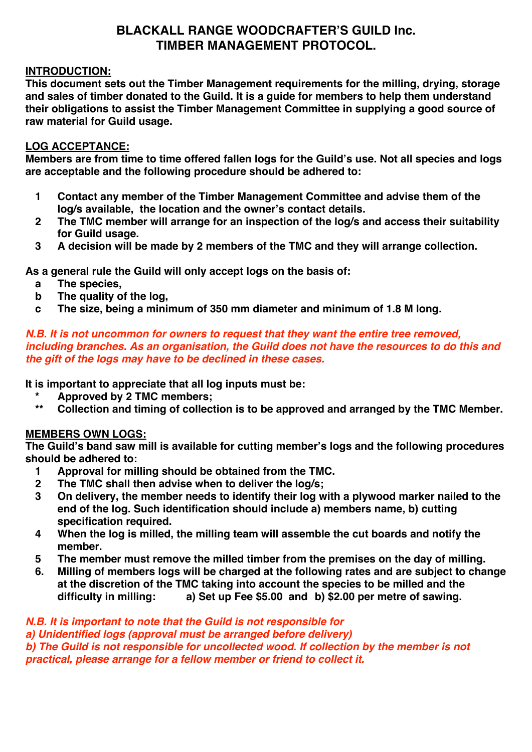# BLACKALL RANGE WOODCRAFTER'S GUILD Inc. TIMBER MANAGEMENT PROTOCOL.

**INTRODUCTION:**

**This document sets out the Timber Management requirements for the milling, drying, storage and sales of timber donated to the Guild. It is a guide for members to help them understand their obligations to assist the Timber Management Committee in supplying a good source of raw material for Guild usage.**

**LOG ACCEPTANCE:**

**Members are from time to time offered fallen logs for the Guild's use. Not all species and logs are acceptable and the following procedure should be adhered to:**

1. **Contact any member of the Timber Management Committee and advise them of the log/s available, the location and the owner's contact details.**
2. **The TMC member will arrange for an inspection of the log/s and access their suitability for Guild usage.**
3. **A decision will be made by 2 members of the TMC and they will arrange collection.**

**As a general rule the Guild will only accept logs on the basis of:**

- **a The species,**
- **b The quality of the log,**
- **c The size, being a minimum of 350 mm diameter and minimum of 1.8 M long.**

***N.B. It is not uncommon for owners to request that they want the entire tree removed, including branches. As an organisation, the Guild does not have the resources to do this and the gift of the logs may have to be declined in these cases.***

**It is important to appreciate that all log inputs must be:**

- ***** **Approved by 2 TMC members;**
- **\*\*** **Collection and timing of collection is to be approved and arranged by the TMC Member.**

**MEMBERS OWN LOGS:**

**The Guild's band saw mill is available for cutting member's logs and the following procedures should be adhered to:**

1. **Approval for milling should be obtained from the TMC.**
2. **The TMC shall then advise when to deliver the log/s;**
3. **On delivery, the member needs to identify their log with a plywood marker nailed to the end of the log. Such identification should include a) members name, b) cutting specification required.**
4. **When the log is milled, the milling team will assemble the cut boards and notify the member.**
5. **The member must remove the milled timber from the premises on the day of milling.**
6. **Milling of members logs will be charged at the following rates and are subject to change at the discretion of the TMC taking into account the species to be milled and the difficulty in milling: a) Set up Fee $5.00 and b) $2.00 per metre of sawing.**

***N.B. It is important to note that the Guild is not responsible for***
***a) Unidentified logs (approval must be arranged before delivery)***
***b) The Guild is not responsible for uncollected wood. If collection by the member is not practical, please arrange for a fellow member or friend to collect it.***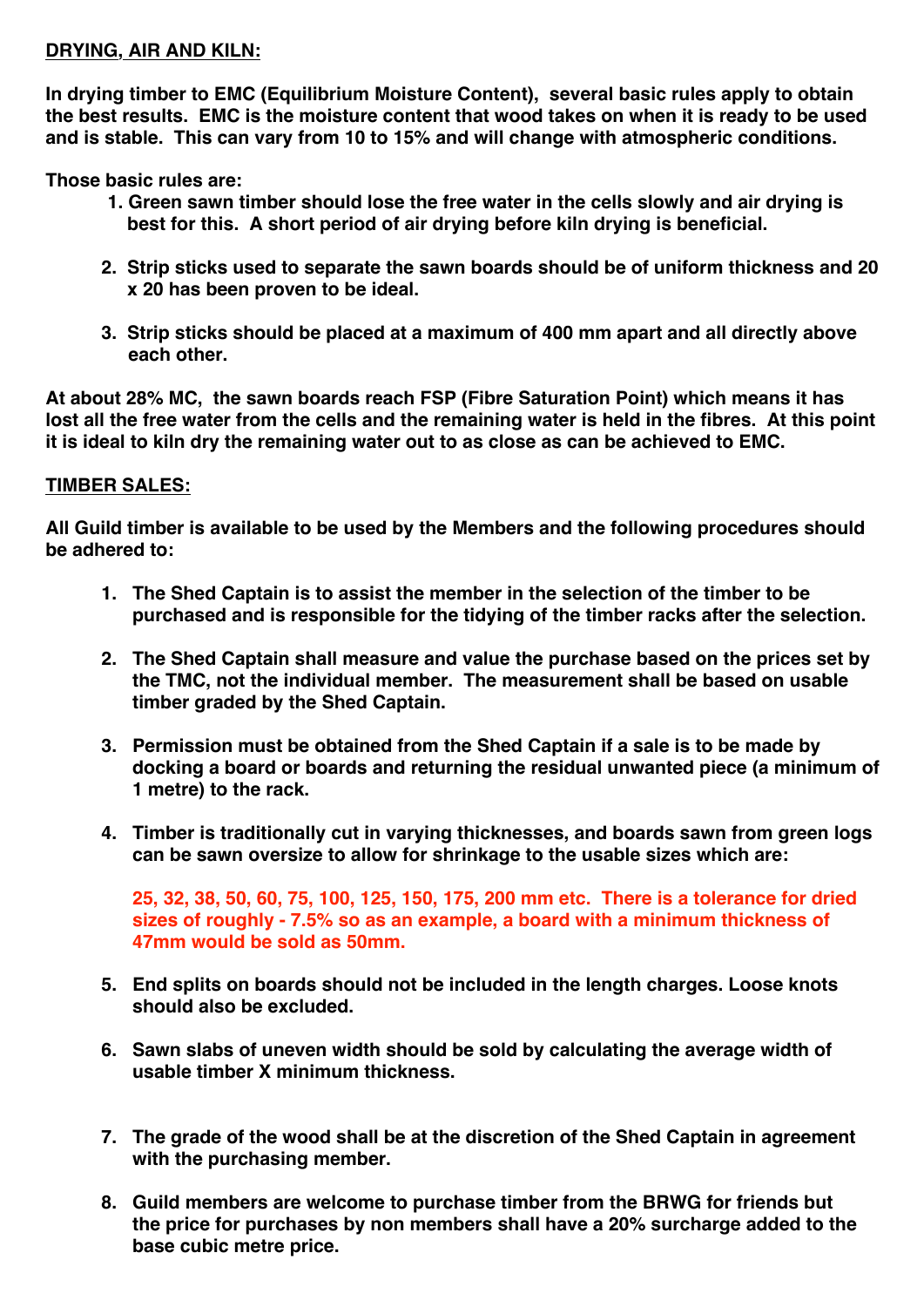## DRYING, AIR AND KILN:

**In drying timber to EMC (Equilibrium Moisture Content), several basic rules apply to obtain the best results. EMC is the moisture content that wood takes on when it is ready to be used and is stable. This can vary from 10 to 15% and will change with atmospheric conditions.**

**Those basic rules are:**

1. **Green sawn timber should lose the free water in the cells slowly and air drying is best for this. A short period of air drying before kiln drying is beneficial.**

2. **Strip sticks used to separate the sawn boards should be of uniform thickness and 20 x 20 has been proven to be ideal.**

3. **Strip sticks should be placed at a maximum of 400 mm apart and all directly above each other.**

**At about 28% MC, the sawn boards reach FSP (Fibre Saturation Point) which means it has lost all the free water from the cells and the remaining water is held in the fibres. At this point it is ideal to kiln dry the remaining water out to as close as can be achieved to EMC.**

## TIMBER SALES:

**All Guild timber is available to be used by the Members and the following procedures should be adhered to:**

1. **The Shed Captain is to assist the member in the selection of the timber to be purchased and is responsible for the tidying of the timber racks after the selection.**

2. **The Shed Captain shall measure and value the purchase based on the prices set by the TMC, not the individual member. The measurement shall be based on usable timber graded by the Shed Captain.**

3. **Permission must be obtained from the Shed Captain if a sale is to be made by docking a board or boards and returning the residual unwanted piece (a minimum of 1 metre) to the rack.**

4. **Timber is traditionally cut in varying thicknesses, and boards sawn from green logs can be sawn oversize to allow for shrinkage to the usable sizes which are:**

   **25, 32, 38, 50, 60, 75, 100, 125, 150, 175, 200 mm etc. There is a tolerance for dried sizes of roughly - 7.5% so as an example, a board with a minimum thickness of 47mm would be sold as 50mm.**

5. **End splits on boards should not be included in the length charges. Loose knots should also be excluded.**

6. **Sawn slabs of uneven width should be sold by calculating the average width of usable timber X minimum thickness.**

7. **The grade of the wood shall be at the discretion of the Shed Captain in agreement with the purchasing member.**

8. **Guild members are welcome to purchase timber from the BRWG for friends but the price for purchases by non members shall have a 20% surcharge added to the base cubic metre price.**